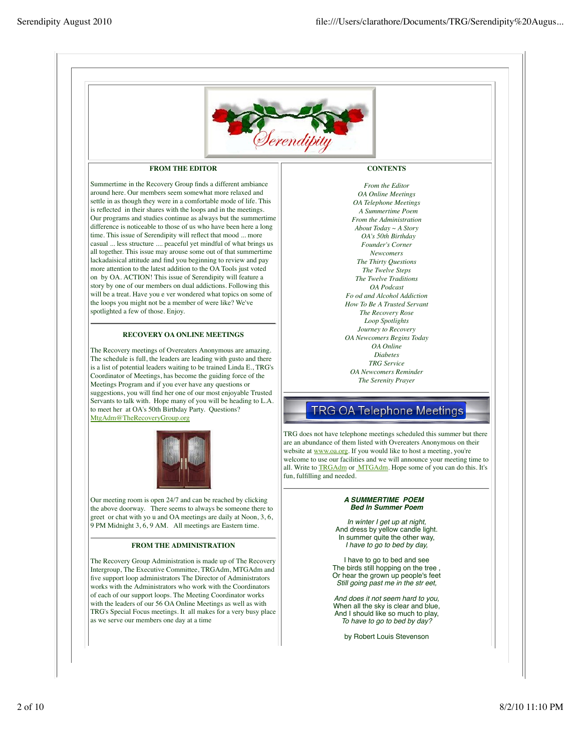# Serendipity

## FROM THE EDITOR

Summertime in the Recovery Group finds a different ambiance around here. Our members seem somewhat more relaxed and settle in as though they were in a comfortable mode of life. This is reflected in their shares with the loops and in the meetings. Our programs and studies continue as always but the summertime difference is noticeable to those of us who have been here a long time. This issue of Serendipity will reflect that mood ... more casual ... less structure .... peaceful yet mindful of what brings us all together. This issue may arouse some out of that summertime lackadaisical attitude and find you beginning to review and pay more attention to the latest addition to the OA Tools just voted on by OA. ACTION! This issue of Serendipity will feature a story by one of our members on dual addictions. Following this will be a treat. Have you e ver wondered what topics on some of the loops you might not be a member of were like? We've spotlighted a few of those. Enjoy.

## RECOVERY OA ONLINE MEETINGS

The Recovery meetings of Overeaters Anonymous are amazing. The schedule is full, the leaders are leading with gusto and there is a list of potential leaders waiting to be trained Linda E., TRG's Coordinator of Meetings, has become the guiding force of the Meetings Program and if you ever have any questions or suggestions, you will find her one of our most enjoyable Trusted Servants to talk with. Hope many of you will be heading to L.A. to meet her at OA's 50th Birthday Party. Questions? MtgAdm@TheRecoveryGroup.org

Our meeting room is open 24/7 and can be reached by clicking the above doorway. There seems to always be someone there to greet or chat with yo u and OA meetings are daily at Noon, 3, 6, 9 PM Midnight 3, 6, 9 AM. All meetings are Eastern time.

## FROM THE ADMINISTRATION

The Recovery Group Administration is made up of The Recovery Intergroup, The Executive Committee, TRGAdm, MTGAdm and five support loop administrators The Director of Administrators works with the Administrators who work with the Coordinators of each of our support loops. The Meeting Coordinator works with the leaders of our 56 OA Online Meetings as well as with TRG's Special Focus meetings. It all makes for a very busy place as we serve our members one day at a time

## CONTENTS

*From the Editor*
*OA Online Meetings*
*OA Telephone Meetings*
*A Summertime Poem*
*From the Administration*
*About Today ~ A Story*
*OA's 50th Birthday*
*Founder's Corner*
*Newcomers*
*The Thirty Questions*
*The Twelve Steps*
*The Twelve Traditions*
*OA Podcast*
*Fo od and Alcohol Addiction*
*How To Be A Trusted Servant*
*The Recovery Rose*
*Loop Spotlights*
*Journey to Recovery*
*OA Newcomers Begins Today*
*OA Online*
*Diabetes*
*TRG Service*
*OA Newcomers Reminder*
*The Serenity Prayer*

## TRG OA Telephone Meetings

TRG does not have telephone meetings scheduled this summer but there are an abundance of them listed with Overeaters Anonymous on their website at www.oa.org. If you would like to host a meeting, you're welcome to use our facilities and we will announce your meeting time to all. Write to TRGAdm or MTGAdm. Hope some of you can do this. It's fun, fulfilling and needed.

### *A SUMMERTIME POEM*
### *Bed In Summer Poem*

*In winter I get up at night,*
And dress by yellow candle light.
In summer quite the other way,
*I have to go to bed by day,*

I have to go to bed and see
The birds still hopping on the tree ,
Or hear the grown up people's feet
*Still going past me in the str eet,*

*And does it not seem hard to you,*
When all the sky is clear and blue,
And I should like so much to play,
*To have to go to bed by day?*

by Robert Louis Stevenson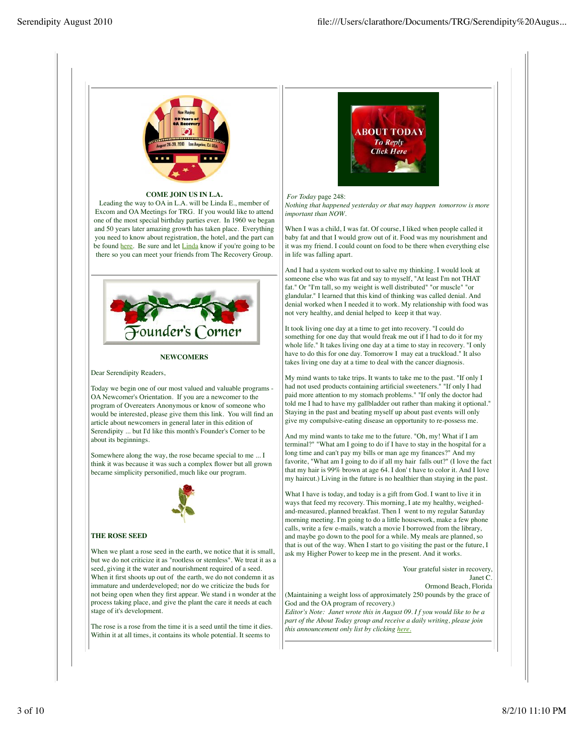**COME JOIN US IN L.A.**

Leading the way to OA in L.A. will be Linda E., member of Excom and OA Meetings for TRG. If you would like to attend one of the most special birthday parties ever. In 1960 we began and 50 years later amazing growth has taken place. Everything you need to know about registration, the hotel, and the part can be found here. Be sure and let Linda know if you're going to be there so you can meet your friends from The Recovery Group.

## Founder's Corner

**NEWCOMERS**

Dear Serendipity Readers,

Today we begin one of our most valued and valuable programs - OA Newcomer's Orientation. If you are a newcomer to the program of Overeaters Anonymous or know of someone who would be interested, please give them this link. You will find an article about newcomers in general later in this edition of Serendipity ... but I'd like this month's Founder's Corner to be about its beginnings.

Somewhere along the way, the rose became special to me ... I think it was because it was such a complex flower but all grown became simplicity personified, much like our program.

**THE ROSE SEED**

When we plant a rose seed in the earth, we notice that it is small, but we do not criticize it as "rootless or stemless". We treat it as a seed, giving it the water and nourishment required of a seed. When it first shoots up out of the earth, we do not condemn it as immature and underdeveloped; nor do we criticize the buds for not being open when they first appear. We stand i n wonder at the process taking place, and give the plant the care it needs at each stage of it's development.

The rose is a rose from the time it is a seed until the time it dies. Within it at all times, it contains its whole potential. It seems to

## ABOUT TODAY

*To Reply Click Here*

*For Today* page 248:
*Nothing that happened yesterday or that may happen tomorrow is more important than NOW.*

When I was a child, I was fat. Of course, I liked when people called it baby fat and that I would grow out of it. Food was my nourishment and it was my friend. I could count on food to be there when everything else in life was falling apart.

And I had a system worked out to salve my thinking. I would look at someone else who was fat and say to myself, "At least I'm not THAT fat." Or "I'm tall, so my weight is well distributed" "or muscle" "or glandular." I learned that this kind of thinking was called denial. And denial worked when I needed it to work. My relationship with food was not very healthy, and denial helped to keep it that way.

It took living one day at a time to get into recovery. "I could do something for one day that would freak me out if I had to do it for my whole life." It takes living one day at a time to stay in recovery. "I only have to do this for one day. Tomorrow I may eat a truckload." It also takes living one day at a time to deal with the cancer diagnosis.

My mind wants to take trips. It wants to take me to the past. "If only I had not used products containing artificial sweeteners." "If only I had paid more attention to my stomach problems." "If only the doctor had told me I had to have my gallbladder out rather than making it optional." Staying in the past and beating myself up about past events will only give my compulsive-eating disease an opportunity to re-possess me.

And my mind wants to take me to the future. "Oh, my! What if I am terminal?" "What am I going to do if I have to stay in the hospital for a long time and can't pay my bills or man age my finances?" And my favorite, "What am I going to do if all my hair falls out?" (I love the fact that my hair is 99% brown at age 64. I don' t have to color it. And I love my haircut.) Living in the future is no healthier than staying in the past.

What I have is today, and today is a gift from God. I want to live it in ways that feed my recovery. This morning, I ate my healthy, weighed-and-measured, planned breakfast. Then I went to my regular Saturday morning meeting. I'm going to do a little housework, make a few phone calls, write a few e-mails, watch a movie I borrowed from the library, and maybe go down to the pool for a while. My meals are planned, so that is out of the way. When I start to go visiting the past or the future, I ask my Higher Power to keep me in the present. And it works.

Your grateful sister in recovery,
Janet C.
Ormond Beach, Florida

(Maintaining a weight loss of approximately 250 pounds by the grace of God and the OA program of recovery.)

*Editor's Note: Janet wrote this in August 09. I f you would like to be a part of the About Today group and receive a daily writing, please join this announcement only list by clicking here.*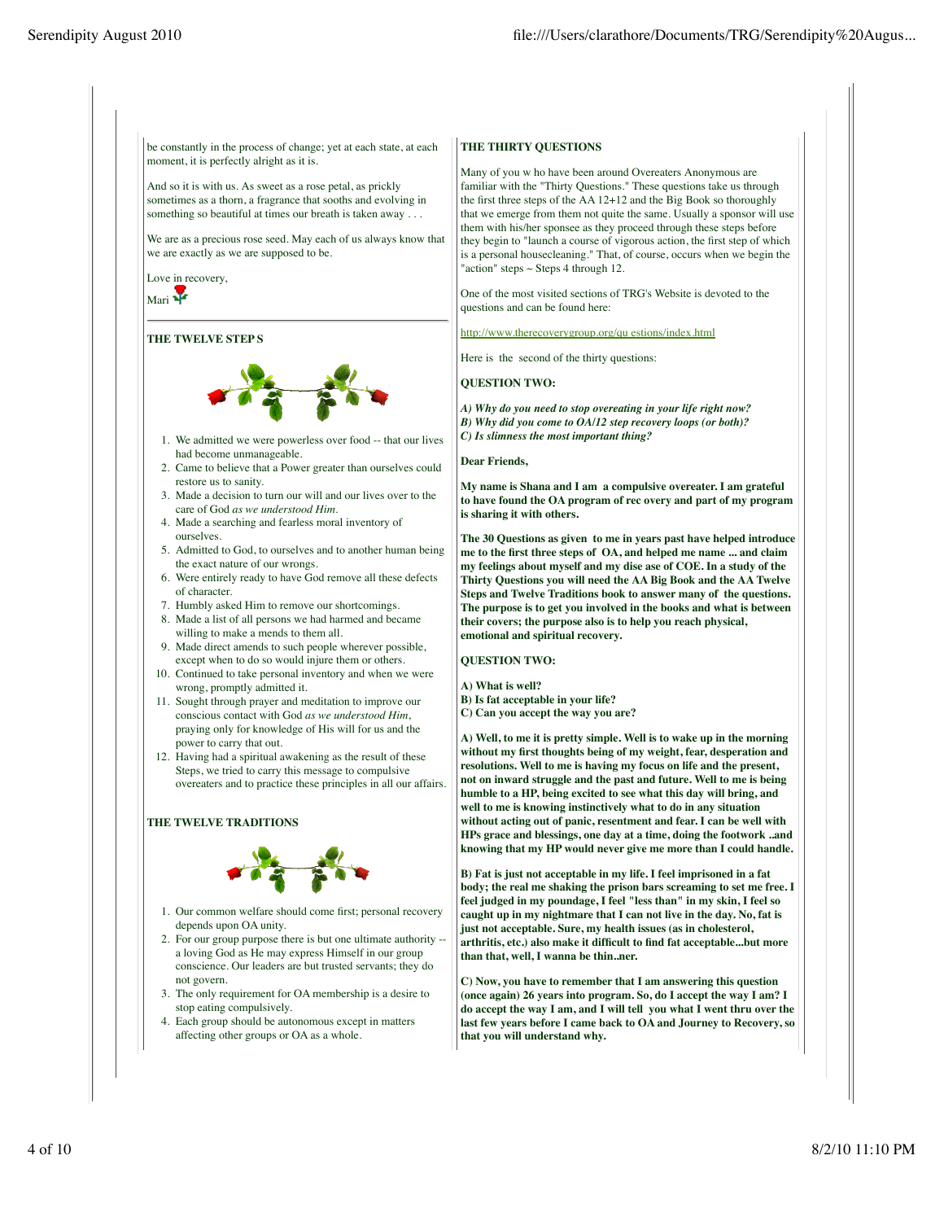be constantly in the process of change; yet at each state, at each moment, it is perfectly alright as it is.

And so it is with us. As sweet as a rose petal, as prickly sometimes as a thorn, a fragrance that sooths and evolving in something so beautiful at times our breath is taken away . . .

We are as a precious rose seed. May each of us always know that we are exactly as we are supposed to be.

Love in recovery,

Mari

---

**THE TWELVE STEP S**

1. We admitted we were powerless over food -- that our lives had become unmanageable.
2. Came to believe that a Power greater than ourselves could restore us to sanity.
3. Made a decision to turn our will and our lives over to the care of God *as we understood Him*.
4. Made a searching and fearless moral inventory of ourselves.
5. Admitted to God, to ourselves and to another human being the exact nature of our wrongs.
6. Were entirely ready to have God remove all these defects of character.
7. Humbly asked Him to remove our shortcomings.
8. Made a list of all persons we had harmed and became willing to make a mends to them all.
9. Made direct amends to such people wherever possible, except when to do so would injure them or others.
10. Continued to take personal inventory and when we were wrong, promptly admitted it.
11. Sought through prayer and meditation to improve our conscious contact with God *as we understood Him*, praying only for knowledge of His will for us and the power to carry that out.
12. Having had a spiritual awakening as the result of these Steps, we tried to carry this message to compulsive overeaters and to practice these principles in all our affairs.

**THE TWELVE TRADITIONS**

1. Our common welfare should come first; personal recovery depends upon OA unity.
2. For our group purpose there is but one ultimate authority -- a loving God as He may express Himself in our group conscience. Our leaders are but trusted servants; they do not govern.
3. The only requirement for OA membership is a desire to stop eating compulsively.
4. Each group should be autonomous except in matters affecting other groups or OA as a whole.

**THE THIRTY QUESTIONS**

Many of you w ho have been around Overeaters Anonymous are familiar with the "Thirty Questions." These questions take us through the first three steps of the AA 12+12 and the Big Book so thoroughly that we emerge from them not quite the same. Usually a sponsor will use them with his/her sponsee as they proceed through these steps before they begin to "launch a course of vigorous action, the first step of which is a personal housecleaning." That, of course, occurs when we begin the "action" steps ~ Steps 4 through 12.

One of the most visited sections of TRG's Website is devoted to the questions and can be found here:

http://www.therecoverygroup.org/qu estions/index.html

Here is the second of the thirty questions:

**QUESTION TWO:**

***A) Why do you need to stop overeating in your life right now?***
***B) Why did you come to OA/12 step recovery loops (or both)?***
***C) Is slimness the most important thing?***

**Dear Friends,**

**My name is Shana and I am a compulsive overeater. I am grateful to have found the OA program of rec overy and part of my program is sharing it with others.**

**The 30 Questions as given to me in years past have helped introduce me to the first three steps of OA, and helped me name ... and claim my feelings about myself and my dise ase of COE. In a study of the Thirty Questions you will need the AA Big Book and the AA Twelve Steps and Twelve Traditions book to answer many of the questions. The purpose is to get you involved in the books and what is between their covers; the purpose also is to help you reach physical, emotional and spiritual recovery.**

**QUESTION TWO:**

**A) What is well?**
**B) Is fat acceptable in your life?**
**C) Can you accept the way you are?**

**A) Well, to me it is pretty simple. Well is to wake up in the morning without my first thoughts being of my weight, fear, desperation and resolutions. Well to me is having my focus on life and the present, not on inward struggle and the past and future. Well to me is being humble to a HP, being excited to see what this day will bring, and well to me is knowing instinctively what to do in any situation without acting out of panic, resentment and fear. I can be well with HPs grace and blessings, one day at a time, doing the footwork ..and knowing that my HP would never give me more than I could handle.**

**B) Fat is just not acceptable in my life. I feel imprisoned in a fat body; the real me shaking the prison bars screaming to set me free. I feel judged in my poundage, I feel "less than" in my skin, I feel so caught up in my nightmare that I can not live in the day. No, fat is just not acceptable. Sure, my health issues (as in cholesterol, arthritis, etc.) also make it difficult to find fat acceptable...but more than that, well, I wanna be thin..ner.**

**C) Now, you have to remember that I am answering this question (once again) 26 years into program. So, do I accept the way I am? I do accept the way I am, and I will tell you what I went thru over the last few years before I came back to OA and Journey to Recovery, so that you will understand why.**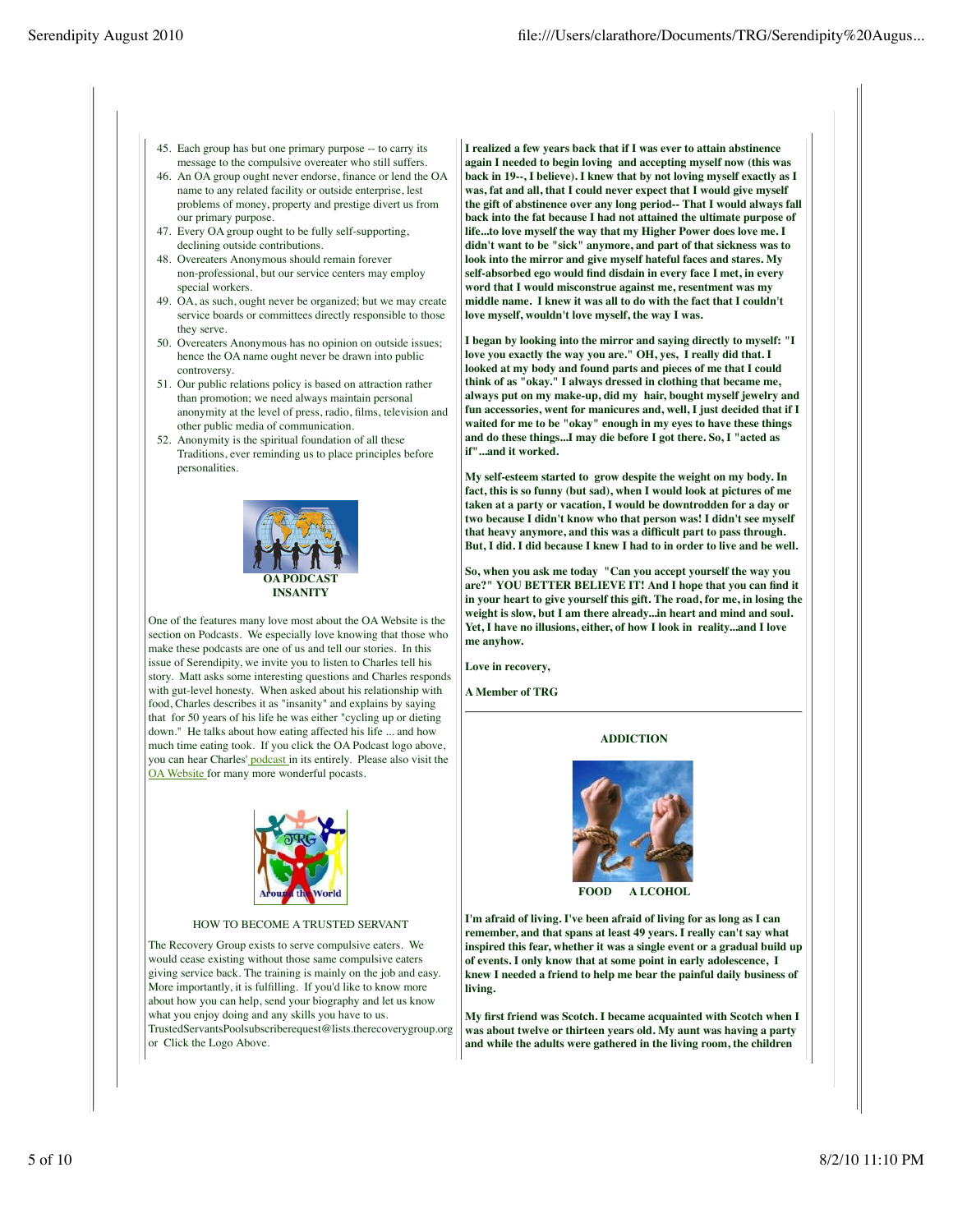45. Each group has but one primary purpose -- to carry its message to the compulsive overeater who still suffers.
46. An OA group ought never endorse, finance or lend the OA name to any related facility or outside enterprise, lest problems of money, property and prestige divert us from our primary purpose.
47. Every OA group ought to be fully self-supporting, declining outside contributions.
48. Overeaters Anonymous should remain forever non-professional, but our service centers may employ special workers.
49. OA, as such, ought never be organized; but we may create service boards or committees directly responsible to those they serve.
50. Overeaters Anonymous has no opinion on outside issues; hence the OA name ought never be drawn into public controversy.
51. Our public relations policy is based on attraction rather than promotion; we need always maintain personal anonymity at the level of press, radio, films, television and other public media of communication.
52. Anonymity is the spiritual foundation of all these Traditions, ever reminding us to place principles before personalities.

**OA PODCAST INSANITY**

One of the features many love most about the OA Website is the section on Podcasts. We especially love knowing that those who make these podcasts are one of us and tell our stories. In this issue of Serendipity, we invite you to listen to Charles tell his story. Matt asks some interesting questions and Charles responds with gut-level honesty. When asked about his relationship with food, Charles describes it as "insanity" and explains by saying that for 50 years of his life he was either "cycling up or dieting down." He talks about how eating affected his life ... and how much time eating took. If you click the OA Podcast logo above, you can hear Charles' podcast in its entirely. Please also visit the OA Website for many more wonderful pocasts.

HOW TO BECOME A TRUSTED SERVANT

The Recovery Group exists to serve compulsive eaters. We would cease existing without those same compulsive eaters giving service back. The training is mainly on the job and easy. More importantly, it is fulfilling. If you'd like to know more about how you can help, send your biography and let us know what you enjoy doing and any skills you have to us. TrustedServantsPoolsubscriberequest@lists.therecoverygroup.org or Click the Logo Above.

**I realized a few years back that if I was ever to attain abstinence again I needed to begin loving and accepting myself now (this was back in 19--, I believe). I knew that by not loving myself exactly as I was, fat and all, that I could never expect that I would give myself the gift of abstinence over any long period-- That I would always fall back into the fat because I had not attained the ultimate purpose of life...to love myself the way that my Higher Power does love me. I didn't want to be "sick" anymore, and part of that sickness was to look into the mirror and give myself hateful faces and stares. My self-absorbed ego would find disdain in every face I met, in every word that I would misconstrue against me, resentment was my middle name. I knew it was all to do with the fact that I couldn't love myself, wouldn't love myself, the way I was.**

**I began by looking into the mirror and saying directly to myself: "I love you exactly the way you are." OH, yes, I really did that. I looked at my body and found parts and pieces of me that I could think of as "okay." I always dressed in clothing that became me, always put on my make-up, did my hair, bought myself jewelry and fun accessories, went for manicures and, well, I just decided that if I waited for me to be "okay" enough in my eyes to have these things and do these things...I may die before I got there. So, I "acted as if"...and it worked.**

**My self-esteem started to grow despite the weight on my body. In fact, this is so funny (but sad), when I would look at pictures of me taken at a party or vacation, I would be downtrodden for a day or two because I didn't know who that person was! I didn't see myself that heavy anymore, and this was a difficult part to pass through. But, I did. I did because I knew I had to in order to live and be well.**

**So, when you ask me today "Can you accept yourself the way you are?" YOU BETTER BELIEVE IT! And I hope that you can find it in your heart to give yourself this gift. The road, for me, in losing the weight is slow, but I am there already...in heart and mind and soul. Yet, I have no illusions, either, of how I look in reality...and I love me anyhow.**

**Love in recovery,**

**A Member of TRG**

---

**ADDICTION**

**FOOD ALCOHOL**

**I'm afraid of living. I've been afraid of living for as long as I can remember, and that spans at least 49 years. I really can't say what inspired this fear, whether it was a single event or a gradual build up of events. I only know that at some point in early adolescence, I knew I needed a friend to help me bear the painful daily business of living.**

**My first friend was Scotch. I became acquainted with Scotch when I was about twelve or thirteen years old. My aunt was having a party and while the adults were gathered in the living room, the children**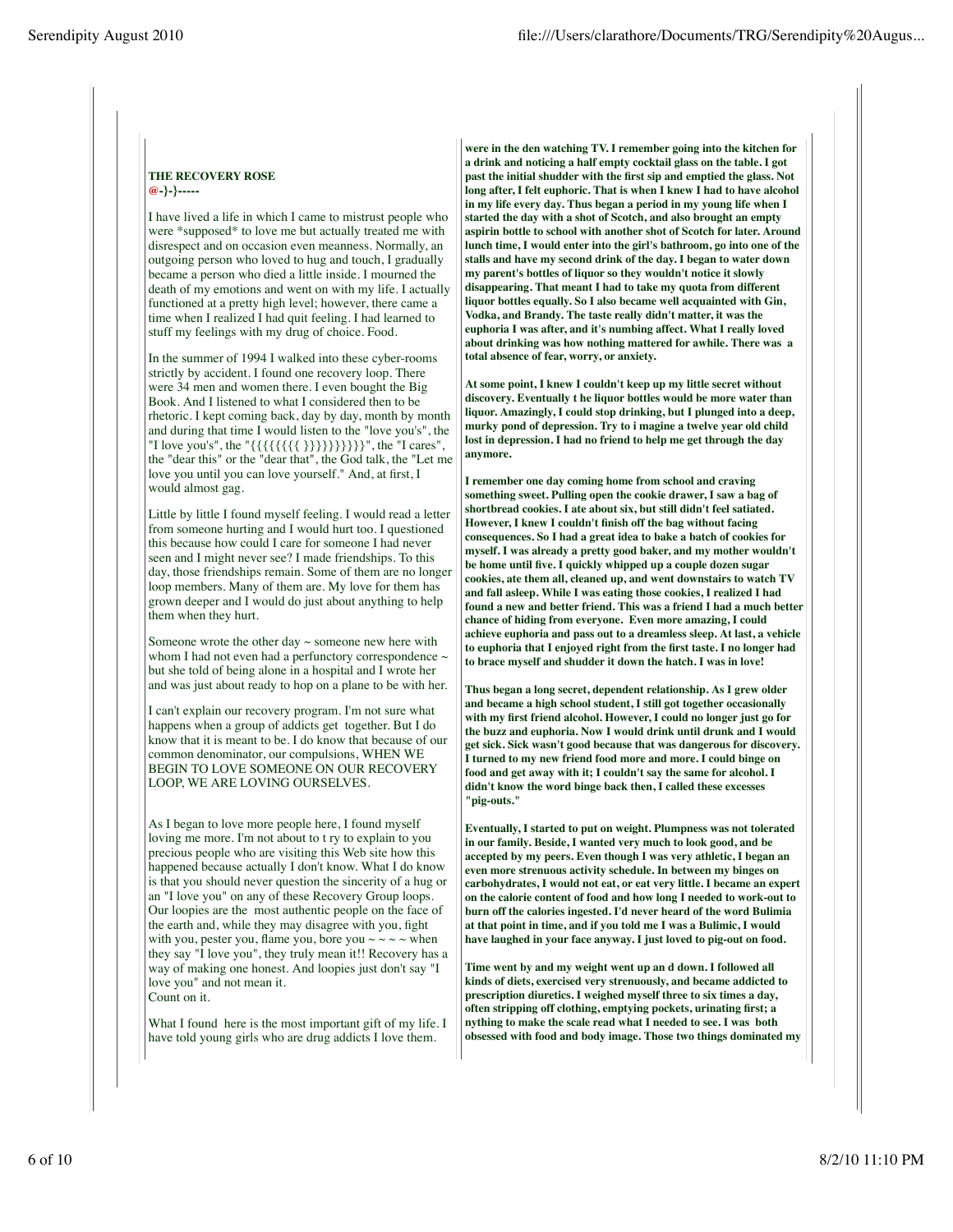**THE RECOVERY ROSE**
**@-}-}-----**

I have lived a life in which I came to mistrust people who were *supposed* to love me but actually treated me with disrespect and on occasion even meanness. Normally, an outgoing person who loved to hug and touch, I gradually became a person who died a little inside. I mourned the death of my emotions and went on with my life. I actually functioned at a pretty high level; however, there came a time when I realized I had quit feeling. I had learned to stuff my feelings with my drug of choice. Food.

In the summer of 1994 I walked into these cyber-rooms strictly by accident. I found one recovery loop. There were 34 men and women there. I even bought the Big Book. And I listened to what I considered then to be rhetoric. I kept coming back, day by day, month by month and during that time I would listen to the "love you's", the "I love you's", the "{{{{{{{{ }}}}}}}}}}", the "I cares", the "dear this" or the "dear that", the God talk, the "Let me love you until you can love yourself." And, at first, I would almost gag.

Little by little I found myself feeling. I would read a letter from someone hurting and I would hurt too. I questioned this because how could I care for someone I had never seen and I might never see? I made friendships. To this day, those friendships remain. Some of them are no longer loop members. Many of them are. My love for them has grown deeper and I would do just about anything to help them when they hurt.

Someone wrote the other day ~ someone new here with whom I had not even had a perfunctory correspondence ~ but she told of being alone in a hospital and I wrote her and was just about ready to hop on a plane to be with her.

I can't explain our recovery program. I'm not sure what happens when a group of addicts get together. But I do know that it is meant to be. I do know that because of our common denominator, our compulsions, WHEN WE BEGIN TO LOVE SOMEONE ON OUR RECOVERY LOOP, WE ARE LOVING OURSELVES.

As I began to love more people here, I found myself loving me more. I'm not about to t ry to explain to you precious people who are visiting this Web site how this happened because actually I don't know. What I do know is that you should never question the sincerity of a hug or an "I love you" on any of these Recovery Group loops. Our loopies are the most authentic people on the face of the earth and, while they may disagree with you, fight with you, pester you, flame you, bore you ~ ~ ~ ~ when they say "I love you", they truly mean it!! Recovery has a way of making one honest. And loopies just don't say "I love you" and not mean it.
Count on it.

What I found here is the most important gift of my life. I have told young girls who are drug addicts I love them.

**were in the den watching TV. I remember going into the kitchen for a drink and noticing a half empty cocktail glass on the table. I got past the initial shudder with the first sip and emptied the glass. Not long after, I felt euphoric. That is when I knew I had to have alcohol in my life every day. Thus began a period in my young life when I started the day with a shot of Scotch, and also brought an empty aspirin bottle to school with another shot of Scotch for later. Around lunch time, I would enter into the girl's bathroom, go into one of the stalls and have my second drink of the day. I began to water down my parent's bottles of liquor so they wouldn't notice it slowly disappearing. That meant I had to take my quota from different liquor bottles equally. So I also became well acquainted with Gin, Vodka, and Brandy. The taste really didn't matter, it was the euphoria I was after, and it's numbing affect. What I really loved about drinking was how nothing mattered for awhile. There was a total absence of fear, worry, or anxiety.**

**At some point, I knew I couldn't keep up my little secret without discovery. Eventually t he liquor bottles would be more water than liquor. Amazingly, I could stop drinking, but I plunged into a deep, murky pond of depression. Try to i magine a twelve year old child lost in depression. I had no friend to help me get through the day anymore.**

**I remember one day coming home from school and craving something sweet. Pulling open the cookie drawer, I saw a bag of shortbread cookies. I ate about six, but still didn't feel satiated. However, I knew I couldn't finish off the bag without facing consequences. So I had a great idea to bake a batch of cookies for myself. I was already a pretty good baker, and my mother wouldn't be home until five. I quickly whipped up a couple dozen sugar cookies, ate them all, cleaned up, and went downstairs to watch TV and fall asleep. While I was eating those cookies, I realized I had found a new and better friend. This was a friend I had a much better chance of hiding from everyone. Even more amazing, I could achieve euphoria and pass out to a dreamless sleep. At last, a vehicle to euphoria that I enjoyed right from the first taste. I no longer had to brace myself and shudder it down the hatch. I was in love!**

**Thus began a long secret, dependent relationship. As I grew older and became a high school student, I still got together occasionally with my first friend alcohol. However, I could no longer just go for the buzz and euphoria. Now I would drink until drunk and I would get sick. Sick wasn't good because that was dangerous for discovery. I turned to my new friend food more and more. I could binge on food and get away with it; I couldn't say the same for alcohol. I didn't know the word binge back then, I called these excesses "pig-outs."**

**Eventually, I started to put on weight. Plumpness was not tolerated in our family. Beside, I wanted very much to look good, and be accepted by my peers. Even though I was very athletic, I began an even more strenuous activity schedule. In between my binges on carbohydrates, I would not eat, or eat very little. I became an expert on the calorie content of food and how long I needed to work-out to burn off the calories ingested. I'd never heard of the word Bulimia at that point in time, and if you told me I was a Bulimic, I would have laughed in your face anyway. I just loved to pig-out on food.**

**Time went by and my weight went up an d down. I followed all kinds of diets, exercised very strenuously, and became addicted to prescription diuretics. I weighed myself three to six times a day, often stripping off clothing, emptying pockets, urinating first; a nything to make the scale read what I needed to see. I was both obsessed with food and body image. Those two things dominated my**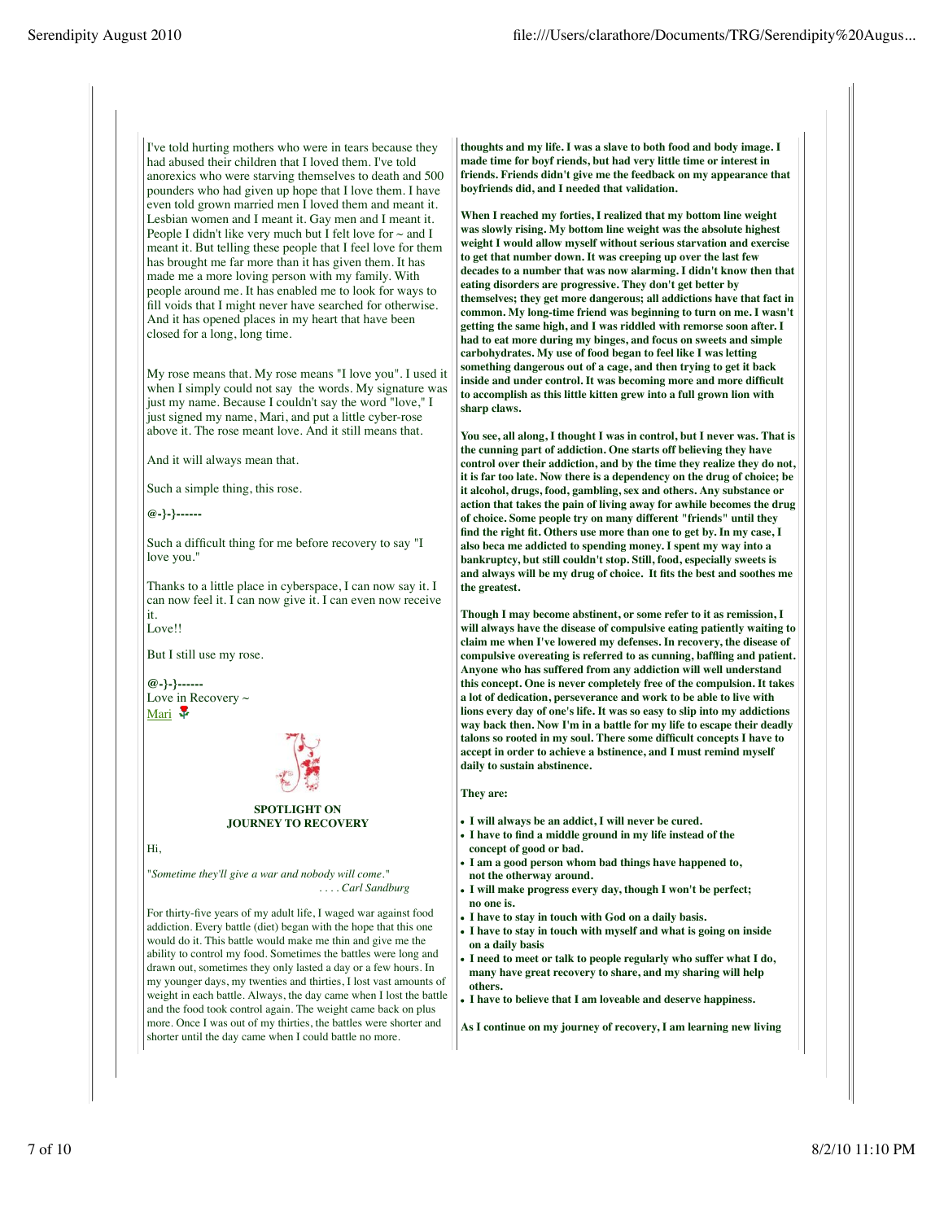I've told hurting mothers who were in tears because they had abused their children that I loved them. I've told anorexics who were starving themselves to death and 500 pounders who had given up hope that I love them. I have even told grown married men I loved them and meant it. Lesbian women and I meant it. Gay men and I meant it. People I didn't like very much but I felt love for ~ and I meant it. But telling these people that I feel love for them has brought me far more than it has given them. It has made me a more loving person with my family. With people around me. It has enabled me to look for ways to fill voids that I might never have searched for otherwise. And it has opened places in my heart that have been closed for a long, long time.

My rose means that. My rose means "I love you". I used it when I simply could not say the words. My signature was just my name. Because I couldn't say the word "love," I just signed my name, Mari, and put a little cyber-rose above it. The rose meant love. And it still means that.

And it will always mean that.

Such a simple thing, this rose.

**@-}-}------**

Such a difficult thing for me before recovery to say "I love you."

Thanks to a little place in cyberspace, I can now say it. I can now feel it. I can now give it. I can even now receive it.
Love!!

But I still use my rose.

**@-}-}------**
Love in Recovery ~
Mari

**SPOTLIGHT ON
JOURNEY TO RECOVERY**

Hi,

*"Sometime they'll give a war and nobody will come."*
*. . . . Carl Sandburg*

For thirty-five years of my adult life, I waged war against food addiction. Every battle (diet) began with the hope that this one would do it. This battle would make me thin and give me the ability to control my food. Sometimes the battles were long and drawn out, sometimes they only lasted a day or a few hours. In my younger days, my twenties and thirties, I lost vast amounts of weight in each battle. Always, the day came when I lost the battle and the food took control again. The weight came back on plus more. Once I was out of my thirties, the battles were shorter and shorter until the day came when I could battle no more.

**thoughts and my life. I was a slave to both food and body image. I made time for boyf riends, but had very little time or interest in friends. Friends didn't give me the feedback on my appearance that boyfriends did, and I needed that validation.**

**When I reached my forties, I realized that my bottom line weight was slowly rising. My bottom line weight was the absolute highest weight I would allow myself without serious starvation and exercise to get that number down. It was creeping up over the last few decades to a number that was now alarming. I didn't know then that eating disorders are progressive. They don't get better by themselves; they get more dangerous; all addictions have that fact in common. My long-time friend was beginning to turn on me. I wasn't getting the same high, and I was riddled with remorse soon after. I had to eat more during my binges, and focus on sweets and simple carbohydrates. My use of food began to feel like I was letting something dangerous out of a cage, and then trying to get it back inside and under control. It was becoming more and more difficult to accomplish as this little kitten grew into a full grown lion with sharp claws.**

**You see, all along, I thought I was in control, but I never was. That is the cunning part of addiction. One starts off believing they have control over their addiction, and by the time they realize they do not, it is far too late. Now there is a dependency on the drug of choice; be it alcohol, drugs, food, gambling, sex and others. Any substance or action that takes the pain of living away for awhile becomes the drug of choice. Some people try on many different "friends" until they find the right fit. Others use more than one to get by. In my case, I also beca me addicted to spending money. I spent my way into a bankruptcy, but still couldn't stop. Still, food, especially sweets is and always will be my drug of choice. It fits the best and soothes me the greatest.**

**Though I may become abstinent, or some refer to it as remission, I will always have the disease of compulsive eating patiently waiting to claim me when I've lowered my defenses. In recovery, the disease of compulsive overeating is referred to as cunning, baffling and patient. Anyone who has suffered from any addiction will well understand this concept. One is never completely free of the compulsion. It takes a lot of dedication, perseverance and work to be able to live with lions every day of one's life. It was so easy to slip into my addictions way back then. Now I'm in a battle for my life to escape their deadly talons so rooted in my soul. There some difficult concepts I have to accept in order to achieve a bstinence, and I must remind myself daily to sustain abstinence.**

**They are:**

- **I will always be an addict, I will never be cured.**
- **I have to find a middle ground in my life instead of the concept of good or bad.**
- **I am a good person whom bad things have happened to, not the otherway around.**
- **I will make progress every day, though I won't be perfect; no one is.**
- **I have to stay in touch with God on a daily basis.**
- **I have to stay in touch with myself and what is going on inside on a daily basis**
- **I need to meet or talk to people regularly who suffer what I do, many have great recovery to share, and my sharing will help others.**
- **I have to believe that I am loveable and deserve happiness.**

**As I continue on my journey of recovery, I am learning new living**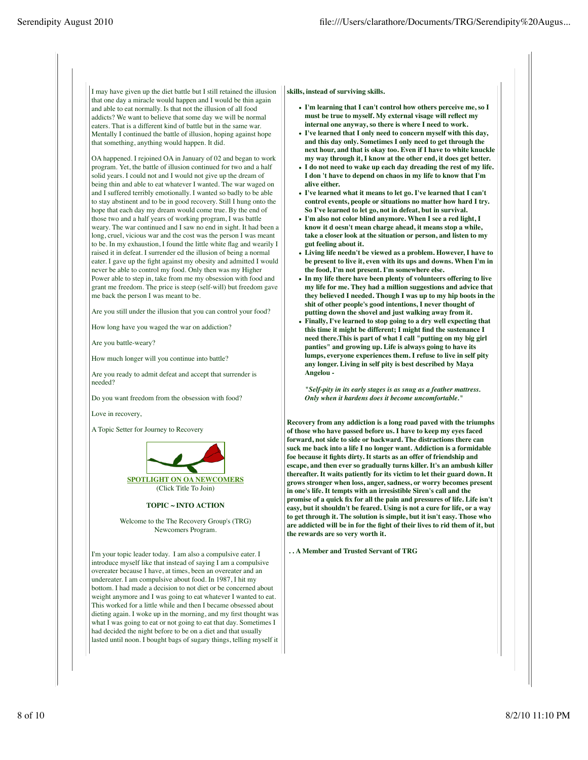I may have given up the diet battle but I still retained the illusion that one day a miracle would happen and I would be thin again and able to eat normally. Is that not the illusion of all food addicts? We want to believe that some day we will be normal eaters. That is a different kind of battle but in the same war. Mentally I continued the battle of illusion, hoping against hope that something, anything would happen. It did.

OA happened. I rejoined OA in January of 02 and began to work program. Yet, the battle of illusion continued for two and a half solid years. I could not and I would not give up the dream of being thin and able to eat whatever I wanted. The war waged on and I suffered terribly emotionally. I wanted so badly to be able to stay abstinent and to be in good recovery. Still I hung onto the hope that each day my dream would come true. By the end of those two and a half years of working program, I was battle weary. The war continued and I saw no end in sight. It had been a long, cruel, vicious war and the cost was the person I was meant to be. In my exhaustion, I found the little white flag and wearily I raised it in defeat. I surrender ed the illusion of being a normal eater. I gave up the fight against my obesity and admitted I would never be able to control my food. Only then was my Higher Power able to step in, take from me my obsession with food and grant me freedom. The price is steep (self-will) but freedom gave me back the person I was meant to be.

Are you still under the illusion that you can control your food?

How long have you waged the war on addiction?

Are you battle-weary?

How much longer will you continue into battle?

Are you ready to admit defeat and accept that surrender is needed?

Do you want freedom from the obsession with food?

Love in recovery,

A Topic Setter for Journey to Recovery

**SPOTLIGHT ON OA NEWCOMERS**
(Click Title To Join)

**TOPIC ~ INTO ACTION**

Welcome to the The Recovery Group's (TRG) Newcomers Program.

I'm your topic leader today. I am also a compulsive eater. I introduce myself like that instead of saying I am a compulsive overeater because I have, at times, been an overeater and an undereater. I am compulsive about food. In 1987, I hit my bottom. I had made a decision to not diet or be concerned about weight anymore and I was going to eat whatever I wanted to eat. This worked for a little while and then I became obsessed about dieting again. I woke up in the morning, and my first thought was what I was going to eat or not going to eat that day. Sometimes I had decided the night before to be on a diet and that usually lasted until noon. I bought bags of sugary things, telling myself it

**skills, instead of surviving skills.**

- **I'm learning that I can't control how others perceive me, so I must be true to myself. My external visage will reflect my internal one anyway, so there is where I need to work.**
- **I've learned that I only need to concern myself with this day, and this day only. Sometimes I only need to get through the next hour, and that is okay too. Even if I have to white knuckle my way through it, I know at the other end, it does get better.**
- **I do not need to wake up each day dreading the rest of my life. I don 't have to depend on chaos in my life to know that I'm alive either.**
- **I've learned what it means to let go. I've learned that I can't control events, people or situations no matter how hard I try. So I've learned to let go, not in defeat, but in survival.**
- **I'm also not color blind anymore. When I see a red light, I know it d oesn't mean charge ahead, it means stop a while, take a closer look at the situation or person, and listen to my gut feeling about it.**
- **Living life needn't be viewed as a problem. However, I have to be present to live it, even with its ups and downs. When I'm in the food, I'm not present. I'm somewhere else.**
- **In my life there have been plenty of volunteers offering to live my life for me. They had a million suggestions and advice that they believed I needed. Though I was up to my hip boots in the shit of other people's good intentions, I never thought of putting down the shovel and just walking away from it.**
- **Finally, I've learned to stop going to a dry well expecting that this time it might be different; I might find the sustenance I need there.This is part of what I call "putting on my big girl panties" and growing up. Life is always going to have its lumps, everyone experiences them. I refuse to live in self pity any longer. Living in self pity is best described by Maya Angelou -**

  ***"Self-pity in its early stages is as snug as a feather mattress. Only when it hardens does it become uncomfortable."***

**Recovery from any addiction is a long road paved with the triumphs of those who have passed before us. I have to keep my eyes faced forward, not side to side or backward. The distractions there can suck me back into a life I no longer want. Addiction is a formidable foe because it fights dirty. It starts as an offer of friendship and escape, and then ever so gradually turns killer. It's an ambush killer thereafter. It waits patiently for its victim to let their guard down. It grows stronger when loss, anger, sadness, or worry becomes present in one's life. It tempts with an irresistible Siren's call and the promise of a quick fix for all the pain and pressures of life. Life isn't easy, but it shouldn't be feared. Using is not a cure for life, or a way to get through it. The solution is simple, but it isn't easy. Those who are addicted will be in for the fight of their lives to rid them of it, but the rewards are so very worth it.**

**. . A Member and Trusted Servant of TRG**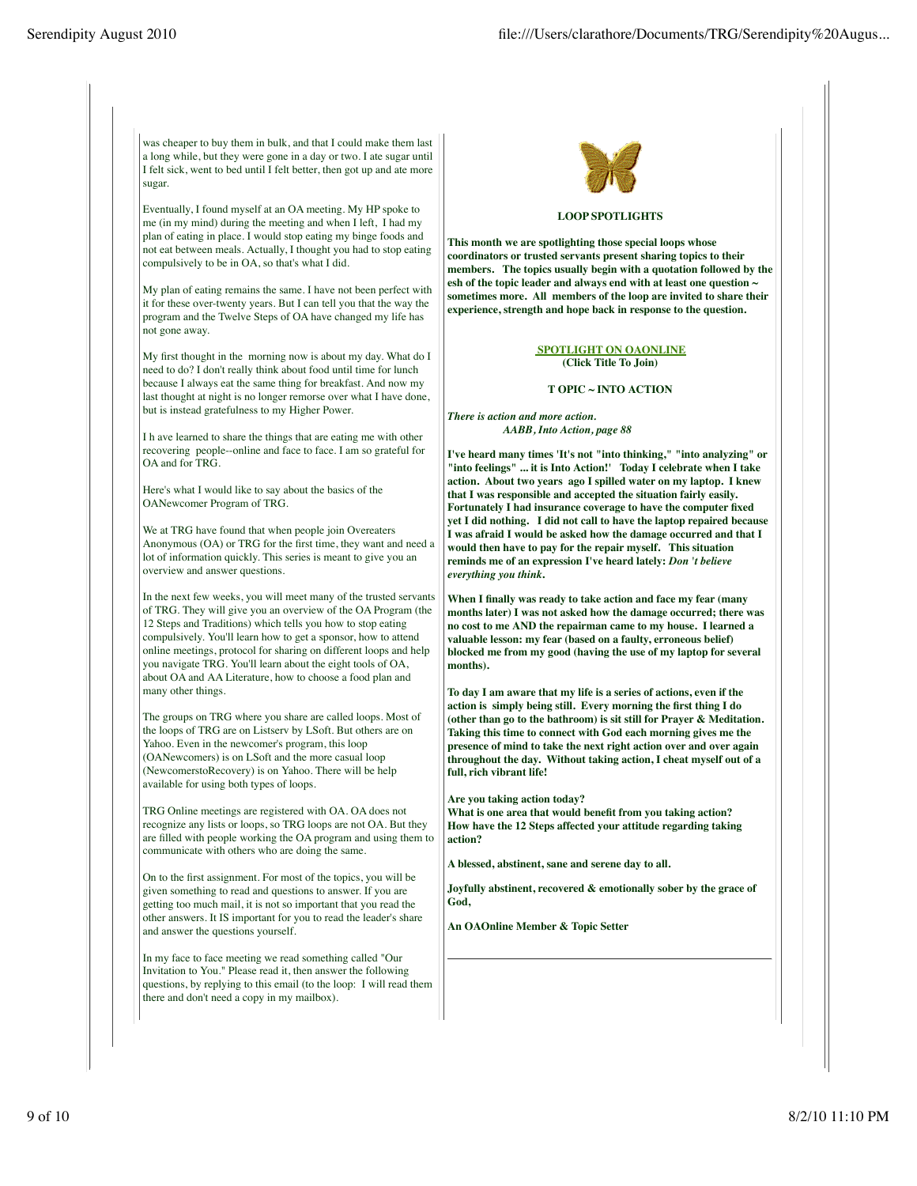was cheaper to buy them in bulk, and that I could make them last a long while, but they were gone in a day or two. I ate sugar until I felt sick, went to bed until I felt better, then got up and ate more sugar.

Eventually, I found myself at an OA meeting. My HP spoke to me (in my mind) during the meeting and when I left, I had my plan of eating in place. I would stop eating my binge foods and not eat between meals. Actually, I thought you had to stop eating compulsively to be in OA, so that's what I did.

My plan of eating remains the same. I have not been perfect with it for these over-twenty years. But I can tell you that the way the program and the Twelve Steps of OA have changed my life has not gone away.

My first thought in the morning now is about my day. What do I need to do? I don't really think about food until time for lunch because I always eat the same thing for breakfast. And now my last thought at night is no longer remorse over what I have done, but is instead gratefulness to my Higher Power.

I h ave learned to share the things that are eating me with other recovering people--online and face to face. I am so grateful for OA and for TRG.

Here's what I would like to say about the basics of the OANewcomer Program of TRG.

We at TRG have found that when people join Overeaters Anonymous (OA) or TRG for the first time, they want and need a lot of information quickly. This series is meant to give you an overview and answer questions.

In the next few weeks, you will meet many of the trusted servants of TRG. They will give you an overview of the OA Program (the 12 Steps and Traditions) which tells you how to stop eating compulsively. You'll learn how to get a sponsor, how to attend online meetings, protocol for sharing on different loops and help you navigate TRG. You'll learn about the eight tools of OA, about OA and AA Literature, how to choose a food plan and many other things.

The groups on TRG where you share are called loops. Most of the loops of TRG are on Listserv by LSoft. But others are on Yahoo. Even in the newcomer's program, this loop (OANewcomers) is on LSoft and the more casual loop (NewcomerstoRecovery) is on Yahoo. There will be help available for using both types of loops.

TRG Online meetings are registered with OA. OA does not recognize any lists or loops, so TRG loops are not OA. But they are filled with people working the OA program and using them to communicate with others who are doing the same.

On to the first assignment. For most of the topics, you will be given something to read and questions to answer. If you are getting too much mail, it is not so important that you read the other answers. It IS important for you to read the leader's share and answer the questions yourself.

In my face to face meeting we read something called "Our Invitation to You." Please read it, then answer the following questions, by replying to this email (to the loop: I will read them there and don't need a copy in my mailbox).

**LOOP SPOTLIGHTS**

**This month we are spotlighting those special loops whose coordinators or trusted servants present sharing topics to their members. The topics usually begin with a quotation followed by the esh of the topic leader and always end with at least one question ~ sometimes more. All members of the loop are invited to share their experience, strength and hope back in response to the question.**

**SPOTLIGHT ON OAONLINE**
**(Click Title To Join)**

**T OPIC ~ INTO ACTION**

***There is action and more action.***
***AABB, Into Action, page 88***

**I've heard many times 'It's not "into thinking," "into analyzing" or "into feelings" ... it is Into Action!' Today I celebrate when I take action. About two years ago I spilled water on my laptop. I knew that I was responsible and accepted the situation fairly easily. Fortunately I had insurance coverage to have the computer fixed yet I did nothing. I did not call to have the laptop repaired because I was afraid I would be asked how the damage occurred and that I would then have to pay for the repair myself. This situation reminds me of an expression I've heard lately: *Don 't believe everything you think*.**

**When I finally was ready to take action and face my fear (many months later) I was not asked how the damage occurred; there was no cost to me AND the repairman came to my house. I learned a valuable lesson: my fear (based on a faulty, erroneous belief) blocked me from my good (having the use of my laptop for several months).**

**To day I am aware that my life is a series of actions, even if the action is simply being still. Every morning the first thing I do (other than go to the bathroom) is sit still for Prayer & Meditation. Taking this time to connect with God each morning gives me the presence of mind to take the next right action over and over again throughout the day. Without taking action, I cheat myself out of a full, rich vibrant life!**

**Are you taking action today?**
**What is one area that would benefit from you taking action?**
**How have the 12 Steps affected your attitude regarding taking action?**

**A blessed, abstinent, sane and serene day to all.**

**Joyfully abstinent, recovered & emotionally sober by the grace of God,**

**An OAOnline Member & Topic Setter**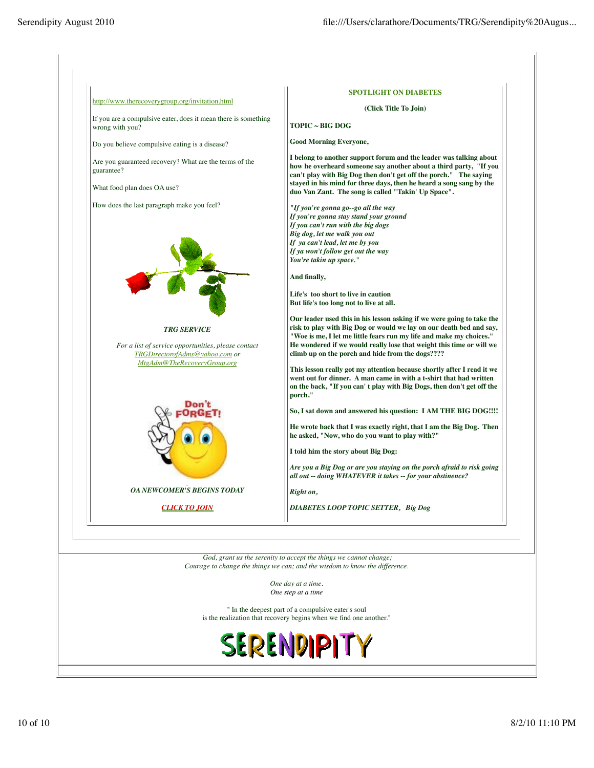http://www.therecoverygroup.org/invitation.html

If you are a compulsive eater, does it mean there is something wrong with you?

Do you believe compulsive eating is a disease?

Are you guaranteed recovery? What are the terms of the guarantee?

What food plan does OA use?

How does the last paragraph make you feel?

***TRG SERVICE***

*For a list of service opportunities, please contact TRGDirectorofAdms@yahoo.com or MtgAdm@TheRecoveryGroup.org*

***OA NEWCOMER'S BEGINS TODAY***

***CLICK TO JOIN***

**SPOTLIGHT ON DIABETES**

**(Click Title To Join)**

**TOPIC ~ BIG DOG**

**Good Morning Everyone,**

**I belong to another support forum and the leader was talking about how he overheard someone say another about a third party, "If you can't play with Big Dog then don't get off the porch." The saying stayed in his mind for three days, then he heard a song sang by the duo Van Zant. The song is called "Takin' Up Space".**

***"If you're gonna go--go all the way***
***If you're gonna stay stand your ground***
***If you can't run with the big dogs***
***Big dog, let me walk you out***
***If ya can't lead, let me by you***
***If ya won't follow get out the way***
***You're takin up space."***

**And finally,**

**Life's too short to live in caution**
**But life's too long not to live at all.**

**Our leader used this in his lesson asking if we were going to take the risk to play with Big Dog or would we lay on our death bed and say, "Woe is me, I let me little fears run my life and make my choices." He wondered if we would really lose that weight this time or will we climb up on the porch and hide from the dogs????**

**This lesson really got my attention because shortly after I read it we went out for dinner. A man came in with a t-shirt that had written on the back, "If you can' t play with Big Dogs, then don't get off the porch."**

**So, I sat down and answered his question: I AM THE BIG DOG!!!!**

**He wrote back that I was exactly right, that I am the Big Dog. Then he asked, "Now, who do you want to play with?"**

**I told him the story about Big Dog:**

***Are you a Big Dog or are you staying on the porch afraid to risk going all out -- doing WHATEVER it takes -- for your abstinence?***

***Right on,***

***DIABETES LOOP TOPIC SETTER, Big Dog***

*God, grant us the serenity to accept the things we cannot change;*
*Courage to change the things we can; and the wisdom to know the difference.*

*One day at a time.*
*One step at a time*

" In the deepest part of a compulsive eater's soul
is the realization that recovery begins when we find one another."

SERENDIPITY